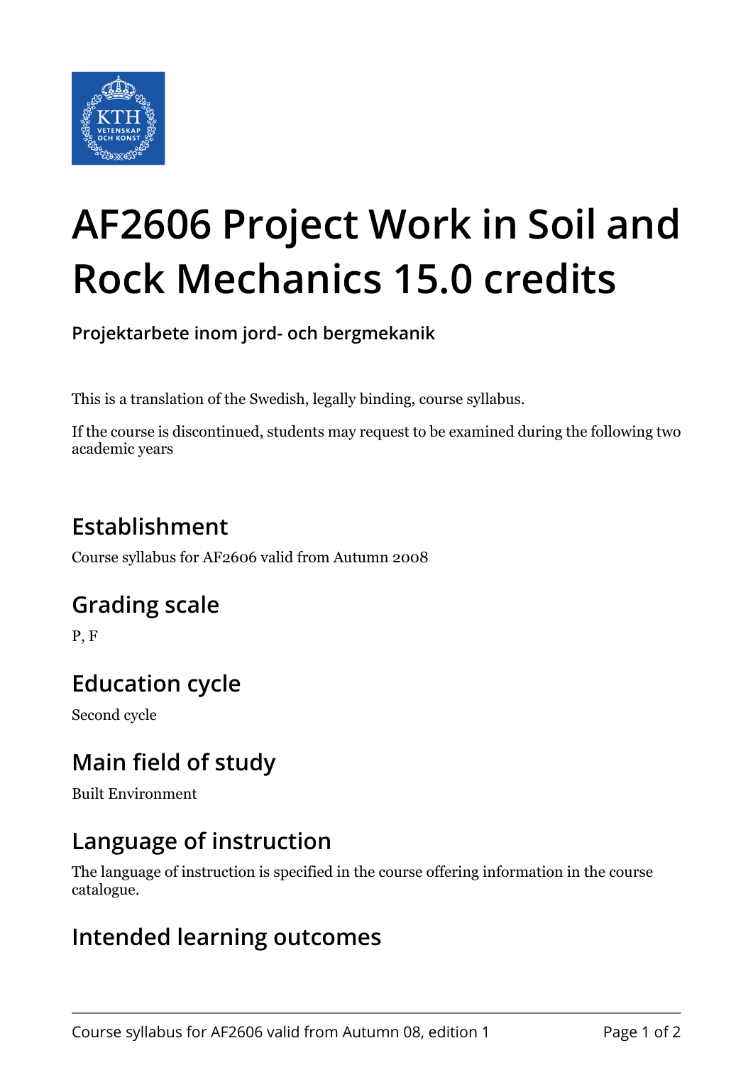# AF2606 Project Work in Soil and Rock Mechanics 15.0 credits

**Projektarbete inom jord- och bergmekanik**

This is a translation of the Swedish, legally binding, course syllabus.

If the course is discontinued, students may request to be examined during the following two academic years

## Establishment

Course syllabus for AF2606 valid from Autumn 2008

## Grading scale

P, F

## Education cycle

Second cycle

## Main field of study

Built Environment

## Language of instruction

The language of instruction is specified in the course offering information in the course catalogue.

## Intended learning outcomes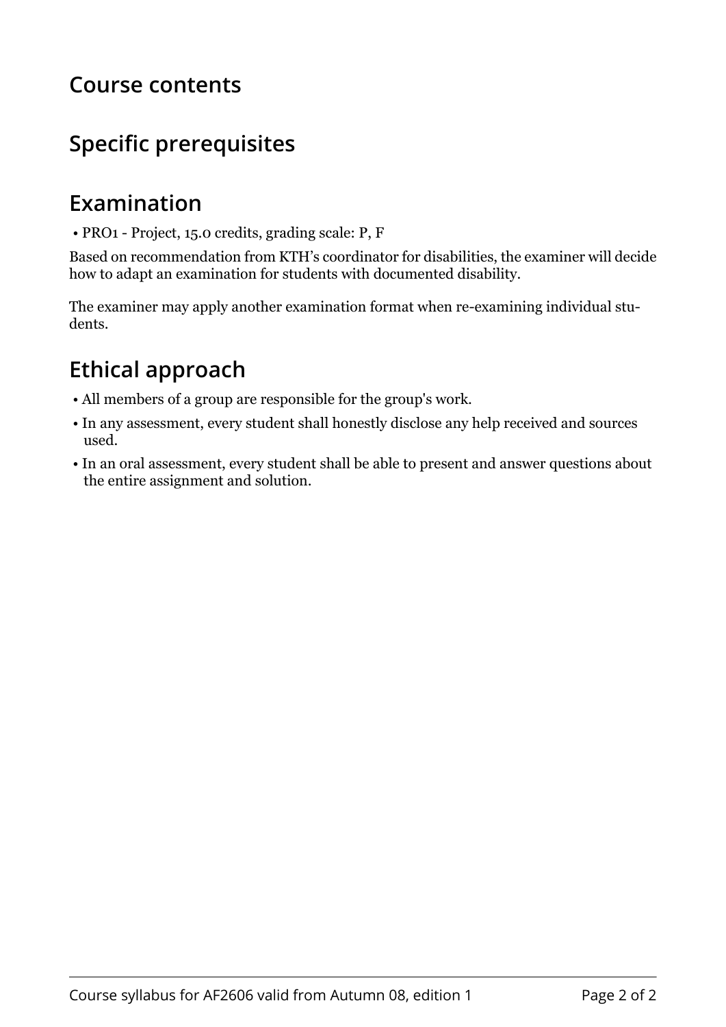## Course contents

## Specific prerequisites

## Examination

- PRO1 - Project, 15.0 credits, grading scale: P, F

Based on recommendation from KTH's coordinator for disabilities, the examiner will decide how to adapt an examination for students with documented disability.

The examiner may apply another examination format when re-examining individual students.

## Ethical approach

- All members of a group are responsible for the group's work.
- In any assessment, every student shall honestly disclose any help received and sources used.
- In an oral assessment, every student shall be able to present and answer questions about the entire assignment and solution.